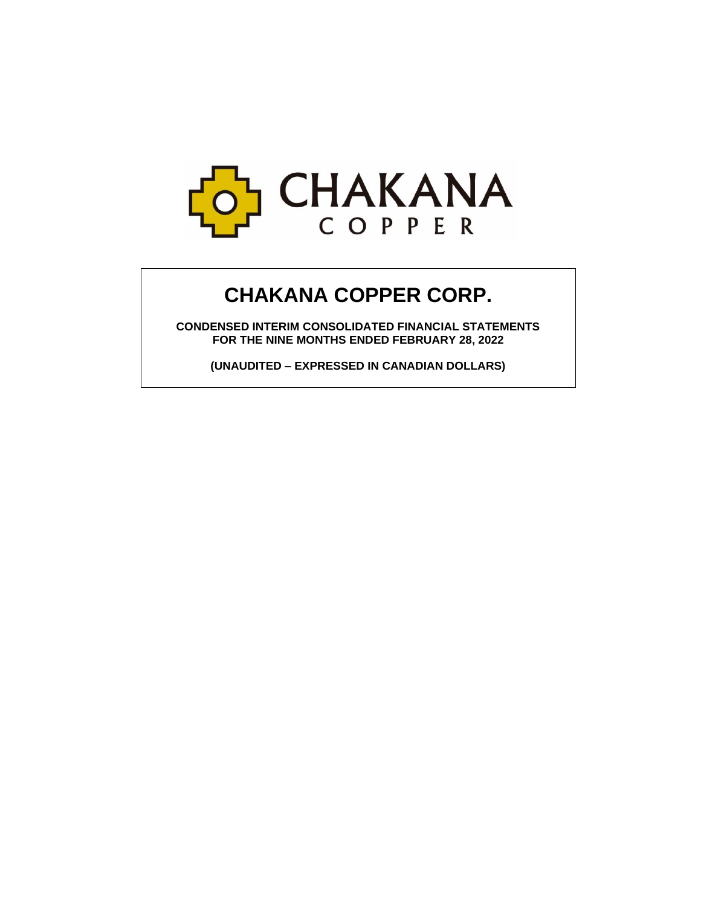# CHAKANA COPPER CORP.

**CONDENSED INTERIM CONSOLIDATED FINANCIAL STATEMENTS**
**FOR THE NINE MONTHS ENDED FEBRUARY 28, 2022**

**(UNAUDITED – EXPRESSED IN CANADIAN DOLLARS)**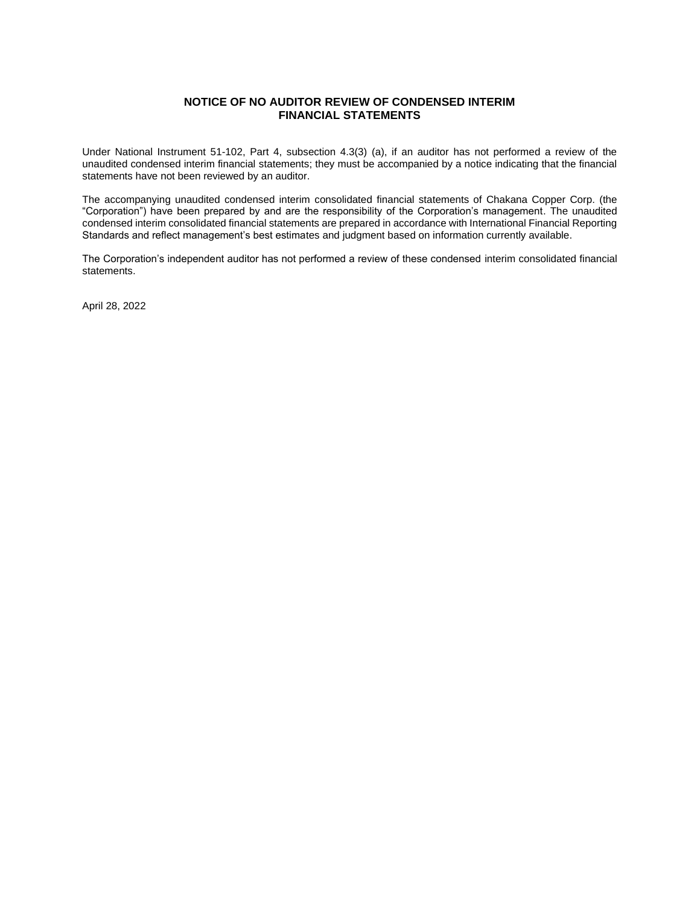# NOTICE OF NO AUDITOR REVIEW OF CONDENSED INTERIM FINANCIAL STATEMENTS

Under National Instrument 51-102, Part 4, subsection 4.3(3) (a), if an auditor has not performed a review of the unaudited condensed interim financial statements; they must be accompanied by a notice indicating that the financial statements have not been reviewed by an auditor.

The accompanying unaudited condensed interim consolidated financial statements of Chakana Copper Corp. (the "Corporation") have been prepared by and are the responsibility of the Corporation's management. The unaudited condensed interim consolidated financial statements are prepared in accordance with International Financial Reporting Standards and reflect management's best estimates and judgment based on information currently available.

The Corporation's independent auditor has not performed a review of these condensed interim consolidated financial statements.

April 28, 2022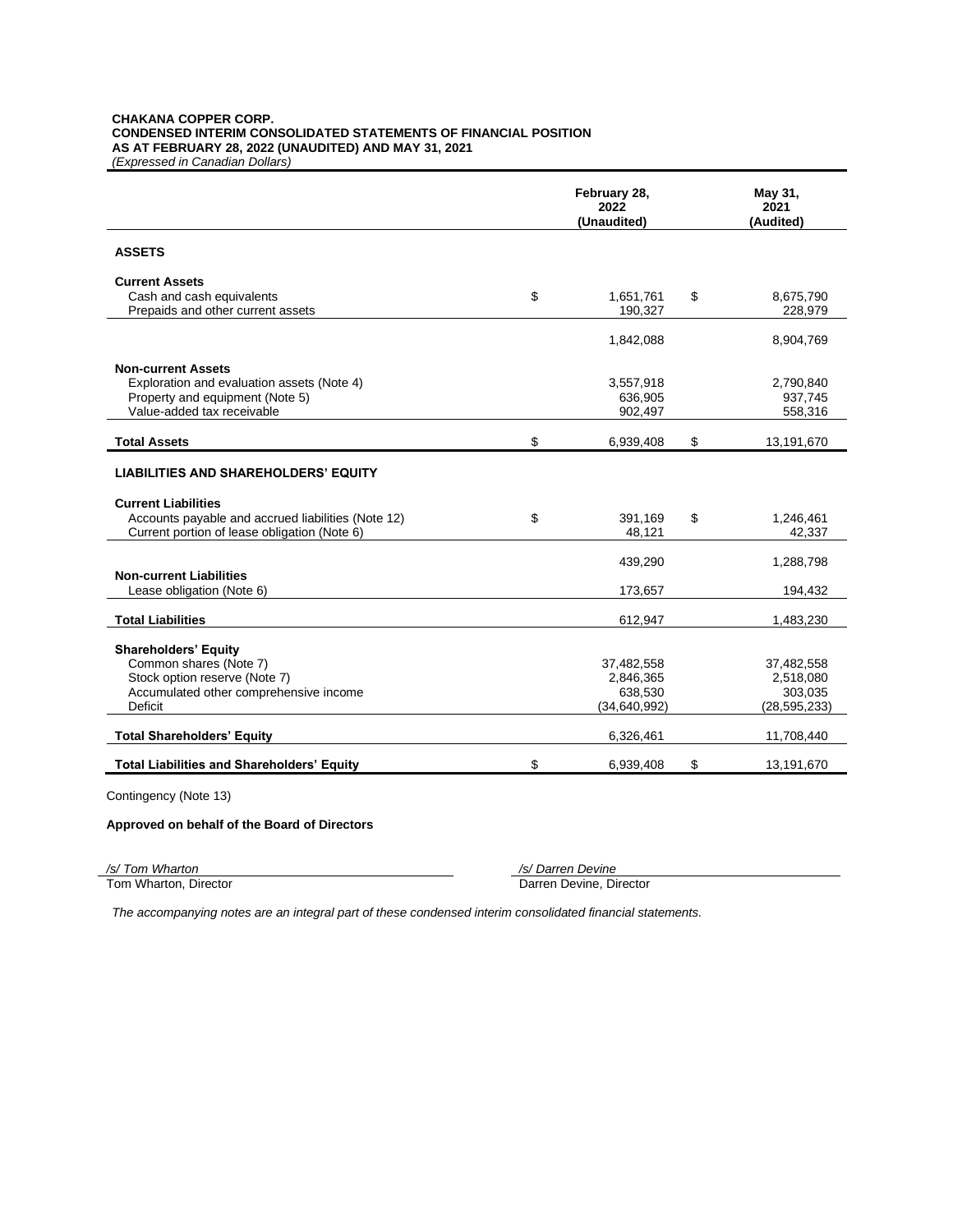**CHAKANA COPPER CORP.**
**CONDENSED INTERIM CONSOLIDATED STATEMENTS OF FINANCIAL POSITION**
**AS AT FEBRUARY 28, 2022 (UNAUDITED) AND MAY 31, 2021**
*(Expressed in Canadian Dollars)*

| | February 28, 2022 (Unaudited) | May 31, 2021 (Audited) |
|---|---|---|
| **ASSETS** | | |
| **Current Assets** | | |
| Cash and cash equivalents | $ 1,651,761 | $ 8,675,790 |
| Prepaids and other current assets | 190,327 | 228,979 |
| | 1,842,088 | 8,904,769 |
| **Non-current Assets** | | |
| Exploration and evaluation assets (Note 4) | 3,557,918 | 2,790,840 |
| Property and equipment (Note 5) | 636,905 | 937,745 |
| Value-added tax receivable | 902,497 | 558,316 |
| **Total Assets** | $ 6,939,408 | $ 13,191,670 |
| **LIABILITIES AND SHAREHOLDERS' EQUITY** | | |
| **Current Liabilities** | | |
| Accounts payable and accrued liabilities (Note 12) | $ 391,169 | $ 1,246,461 |
| Current portion of lease obligation (Note 6) | 48,121 | 42,337 |
| | 439,290 | 1,288,798 |
| **Non-current Liabilities** | | |
| Lease obligation (Note 6) | 173,657 | 194,432 |
| **Total Liabilities** | 612,947 | 1,483,230 |
| **Shareholders' Equity** | | |
| Common shares (Note 7) | 37,482,558 | 37,482,558 |
| Stock option reserve (Note 7) | 2,846,365 | 2,518,080 |
| Accumulated other comprehensive income | 638,530 | 303,035 |
| Deficit | (34,640,992) | (28,595,233) |
| **Total Shareholders' Equity** | 6,326,461 | 11,708,440 |
| **Total Liabilities and Shareholders' Equity** | $ 6,939,408 | $ 13,191,670 |

Contingency (Note 13)

**Approved on behalf of the Board of Directors**

*/s/ Tom Wharton*
Tom Wharton, Director

*/s/ Darren Devine*
Darren Devine, Director

*The accompanying notes are an integral part of these condensed interim consolidated financial statements.*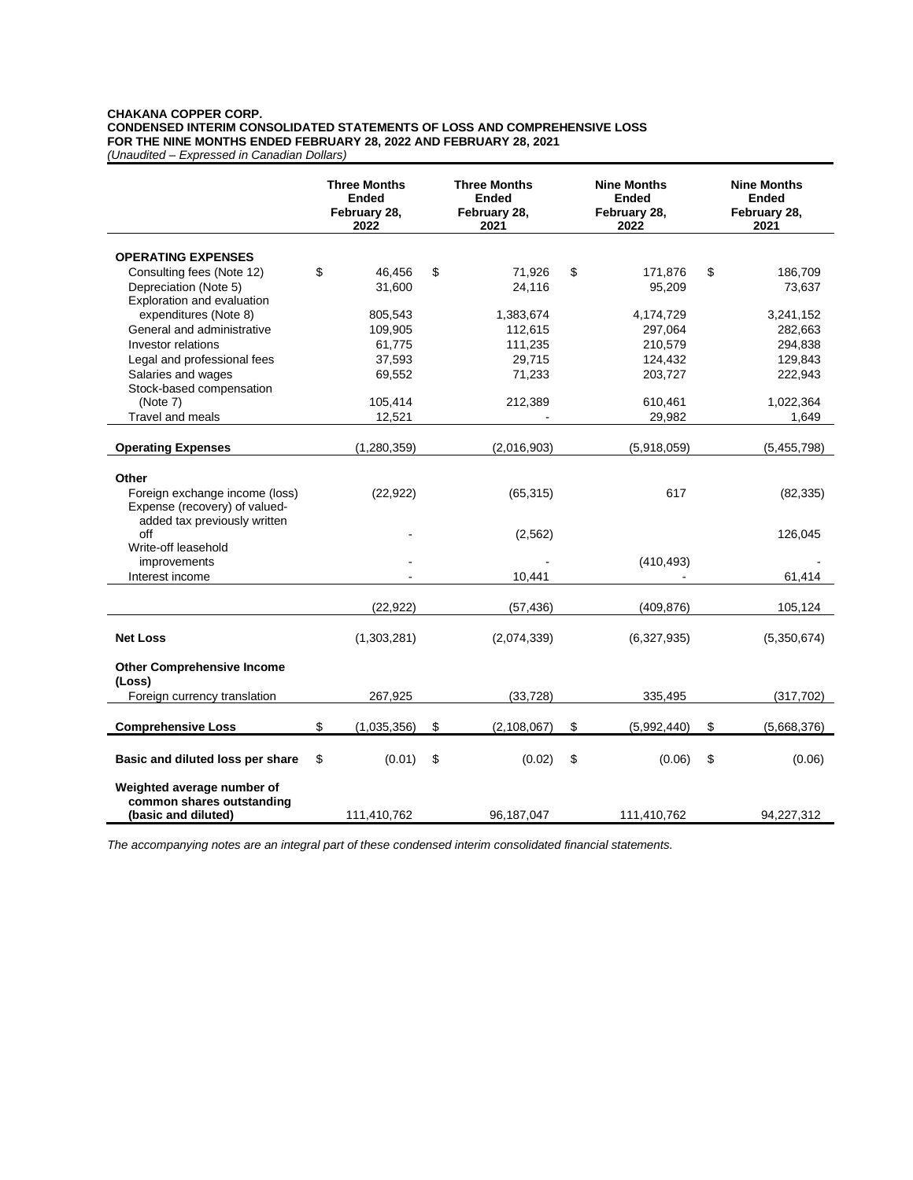**CHAKANA COPPER CORP.**
**CONDENSED INTERIM CONSOLIDATED STATEMENTS OF LOSS AND COMPREHENSIVE LOSS**
**FOR THE NINE MONTHS ENDED FEBRUARY 28, 2022 AND FEBRUARY 28, 2021**
*(Unaudited – Expressed in Canadian Dollars)*

| | Three Months Ended February 28, 2022 | Three Months Ended February 28, 2021 | Nine Months Ended February 28, 2022 | Nine Months Ended February 28, 2021 |
|---|---|---|---|---|
| **OPERATING EXPENSES** | | | | |
| Consulting fees (Note 12) | $ 46,456 | $ 71,926 | $ 171,876 | $ 186,709 |
| Depreciation (Note 5) | 31,600 | 24,116 | 95,209 | 73,637 |
| Exploration and evaluation expenditures (Note 8) | 805,543 | 1,383,674 | 4,174,729 | 3,241,152 |
| General and administrative | 109,905 | 112,615 | 297,064 | 282,663 |
| Investor relations | 61,775 | 111,235 | 210,579 | 294,838 |
| Legal and professional fees | 37,593 | 29,715 | 124,432 | 129,843 |
| Salaries and wages | 69,552 | 71,233 | 203,727 | 222,943 |
| Stock-based compensation (Note 7) | 105,414 | 212,389 | 610,461 | 1,022,364 |
| Travel and meals | 12,521 | - | 29,982 | 1,649 |
| **Operating Expenses** | (1,280,359) | (2,016,903) | (5,918,059) | (5,455,798) |
| **Other** | | | | |
| Foreign exchange income (loss) | (22,922) | (65,315) | 617 | (82,335) |
| Expense (recovery) of valued-added tax previously written off | - | (2,562) | | 126,045 |
| Write-off leasehold improvements | - | - | (410,493) | - |
| Interest income | - | 10,441 | - | 61,414 |
| | (22,922) | (57,436) | (409,876) | 105,124 |
| **Net Loss** | (1,303,281) | (2,074,339) | (6,327,935) | (5,350,674) |
| **Other Comprehensive Income (Loss)** | | | | |
| Foreign currency translation | 267,925 | (33,728) | 335,495 | (317,702) |
| **Comprehensive Loss** | $ (1,035,356) | $ (2,108,067) | $ (5,992,440) | $ (5,668,376) |
| **Basic and diluted loss per share** | $ (0.01) | $ (0.02) | $ (0.06) | $ (0.06) |
| **Weighted average number of common shares outstanding (basic and diluted)** | 111,410,762 | 96,187,047 | 111,410,762 | 94,227,312 |

*The accompanying notes are an integral part of these condensed interim consolidated financial statements.*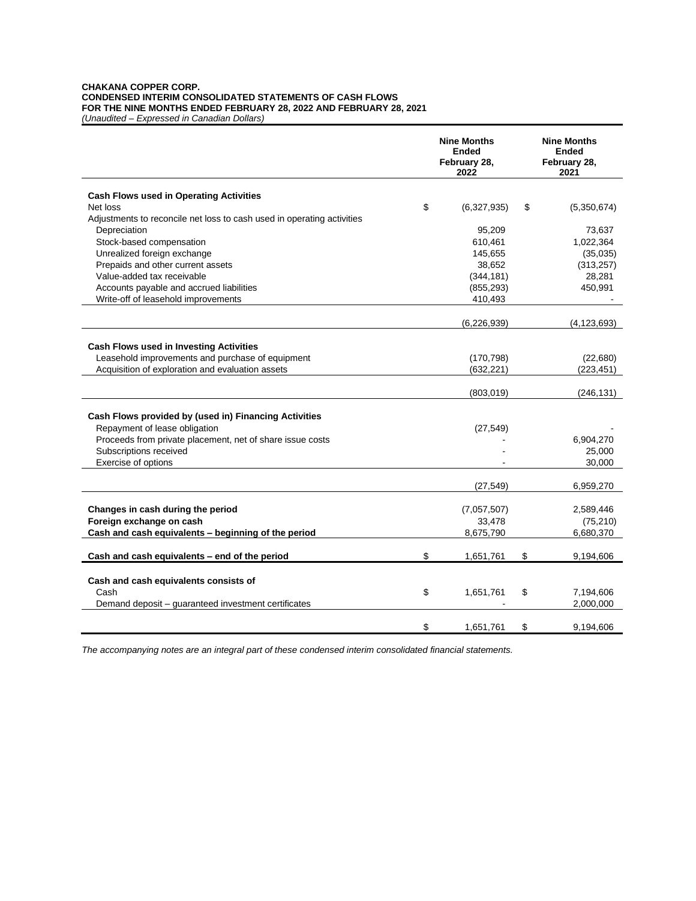**CHAKANA COPPER CORP.**
**CONDENSED INTERIM CONSOLIDATED STATEMENTS OF CASH FLOWS**
**FOR THE NINE MONTHS ENDED FEBRUARY 28, 2022 AND FEBRUARY 28, 2021**
*(Unaudited – Expressed in Canadian Dollars)*

| | Nine Months Ended February 28, 2022 | Nine Months Ended February 28, 2021 |
|---|---|---|
| **Cash Flows used in Operating Activities** | | |
| Net loss | $ (6,327,935) | $ (5,350,674) |
| Adjustments to reconcile net loss to cash used in operating activities | | |
| Depreciation | 95,209 | 73,637 |
| Stock-based compensation | 610,461 | 1,022,364 |
| Unrealized foreign exchange | 145,655 | (35,035) |
| Prepaids and other current assets | 38,652 | (313,257) |
| Value-added tax receivable | (344,181) | 28,281 |
| Accounts payable and accrued liabilities | (855,293) | 450,991 |
| Write-off of leasehold improvements | 410,493 | - |
| | (6,226,939) | (4,123,693) |
| **Cash Flows used in Investing Activities** | | |
| Leasehold improvements and purchase of equipment | (170,798) | (22,680) |
| Acquisition of exploration and evaluation assets | (632,221) | (223,451) |
| | (803,019) | (246,131) |
| **Cash Flows provided by (used in) Financing Activities** | | |
| Repayment of lease obligation | (27,549) | - |
| Proceeds from private placement, net of share issue costs | - | 6,904,270 |
| Subscriptions received | - | 25,000 |
| Exercise of options | - | 30,000 |
| | (27,549) | 6,959,270 |
| **Changes in cash during the period** | (7,057,507) | 2,589,446 |
| **Foreign exchange on cash** | 33,478 | (75,210) |
| **Cash and cash equivalents – beginning of the period** | 8,675,790 | 6,680,370 |
| **Cash and cash equivalents – end of the period** | $ 1,651,761 | $ 9,194,606 |
| **Cash and cash equivalents consists of** | | |
| Cash | $ 1,651,761 | $ 7,194,606 |
| Demand deposit – guaranteed investment certificates | - | 2,000,000 |
| | $ 1,651,761 | $ 9,194,606 |

*The accompanying notes are an integral part of these condensed interim consolidated financial statements.*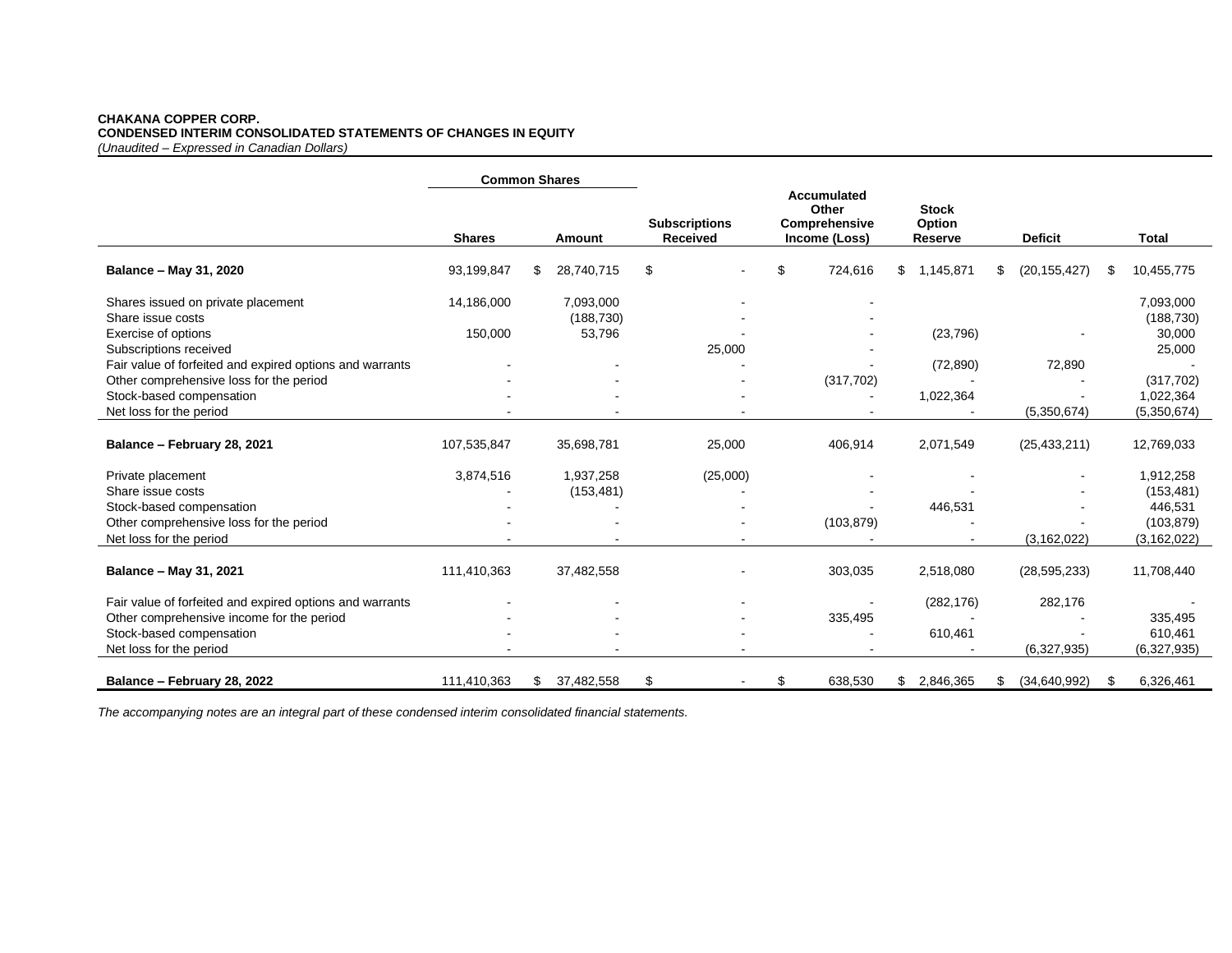**CHAKANA COPPER CORP.**
**CONDENSED INTERIM CONSOLIDATED STATEMENTS OF CHANGES IN EQUITY**
*(Unaudited – Expressed in Canadian Dollars)*

| | Common Shares | | | | | | |
|---|---|---|---|---|---|---|---|
| | **Shares** | **Amount** | **Subscriptions Received** | **Accumulated Other Comprehensive Income (Loss)** | **Stock Option Reserve** | **Deficit** | **Total** |
| **Balance – May 31, 2020** | 93,199,847 | $ 28,740,715 | $ - | $ 724,616 | $ 1,145,871 | $ (20,155,427) | $ 10,455,775 |
| Shares issued on private placement | 14,186,000 | 7,093,000 | - | - | | | 7,093,000 |
| Share issue costs | | (188,730) | - | - | | | (188,730) |
| Exercise of options | 150,000 | 53,796 | - | - | (23,796) | - | 30,000 |
| Subscriptions received | | | 25,000 | - | | | 25,000 |
| Fair value of forfeited and expired options and warrants | - | - | - | - | (72,890) | 72,890 | - |
| Other comprehensive loss for the period | - | - | - | (317,702) | - | - | (317,702) |
| Stock-based compensation | - | - | - | - | 1,022,364 | - | 1,022,364 |
| Net loss for the period | - | - | - | - | - | (5,350,674) | (5,350,674) |
| **Balance – February 28, 2021** | 107,535,847 | 35,698,781 | 25,000 | 406,914 | 2,071,549 | (25,433,211) | 12,769,033 |
| Private placement | 3,874,516 | 1,937,258 | (25,000) | - | - | - | 1,912,258 |
| Share issue costs | - | (153,481) | - | - | - | - | (153,481) |
| Stock-based compensation | - | - | - | - | 446,531 | - | 446,531 |
| Other comprehensive loss for the period | - | - | - | (103,879) | - | - | (103,879) |
| Net loss for the period | - | - | - | - | - | (3,162,022) | (3,162,022) |
| **Balance – May 31, 2021** | 111,410,363 | 37,482,558 | - | 303,035 | 2,518,080 | (28,595,233) | 11,708,440 |
| Fair value of forfeited and expired options and warrants | - | - | - | - | (282,176) | 282,176 | - |
| Other comprehensive income for the period | - | - | - | 335,495 | - | - | 335,495 |
| Stock-based compensation | - | - | - | - | 610,461 | - | 610,461 |
| Net loss for the period | - | - | - | - | - | (6,327,935) | (6,327,935) |
| **Balance – February 28, 2022** | 111,410,363 | $ 37,482,558 | $ - | $ 638,530 | $ 2,846,365 | $ (34,640,992) | $ 6,326,461 |

*The accompanying notes are an integral part of these condensed interim consolidated financial statements.*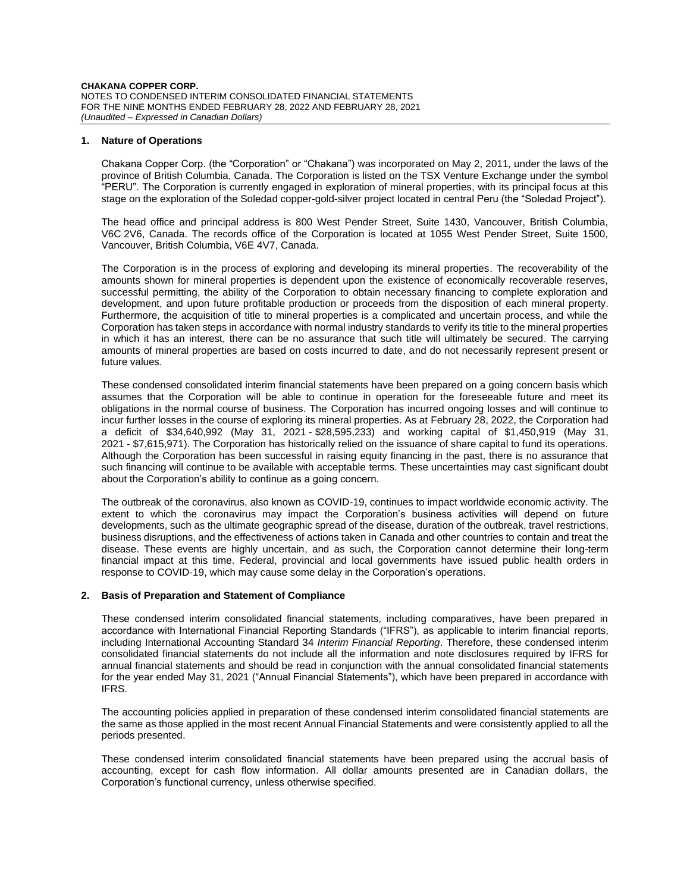## 1. Nature of Operations

Chakana Copper Corp. (the "Corporation" or "Chakana") was incorporated on May 2, 2011, under the laws of the province of British Columbia, Canada. The Corporation is listed on the TSX Venture Exchange under the symbol "PERU". The Corporation is currently engaged in exploration of mineral properties, with its principal focus at this stage on the exploration of the Soledad copper-gold-silver project located in central Peru (the "Soledad Project").

The head office and principal address is 800 West Pender Street, Suite 1430, Vancouver, British Columbia, V6C 2V6, Canada. The records office of the Corporation is located at 1055 West Pender Street, Suite 1500, Vancouver, British Columbia, V6E 4V7, Canada.

The Corporation is in the process of exploring and developing its mineral properties. The recoverability of the amounts shown for mineral properties is dependent upon the existence of economically recoverable reserves, successful permitting, the ability of the Corporation to obtain necessary financing to complete exploration and development, and upon future profitable production or proceeds from the disposition of each mineral property. Furthermore, the acquisition of title to mineral properties is a complicated and uncertain process, and while the Corporation has taken steps in accordance with normal industry standards to verify its title to the mineral properties in which it has an interest, there can be no assurance that such title will ultimately be secured. The carrying amounts of mineral properties are based on costs incurred to date, and do not necessarily represent present or future values.

These condensed consolidated interim financial statements have been prepared on a going concern basis which assumes that the Corporation will be able to continue in operation for the foreseeable future and meet its obligations in the normal course of business. The Corporation has incurred ongoing losses and will continue to incur further losses in the course of exploring its mineral properties. As at February 28, 2022, the Corporation had a deficit of $34,640,992 (May 31, 2021 - $28,595,233) and working capital of $1,450,919 (May 31, 2021 - $7,615,971). The Corporation has historically relied on the issuance of share capital to fund its operations. Although the Corporation has been successful in raising equity financing in the past, there is no assurance that such financing will continue to be available with acceptable terms. These uncertainties may cast significant doubt about the Corporation's ability to continue as a going concern.

The outbreak of the coronavirus, also known as COVID-19, continues to impact worldwide economic activity. The extent to which the coronavirus may impact the Corporation's business activities will depend on future developments, such as the ultimate geographic spread of the disease, duration of the outbreak, travel restrictions, business disruptions, and the effectiveness of actions taken in Canada and other countries to contain and treat the disease. These events are highly uncertain, and as such, the Corporation cannot determine their long-term financial impact at this time. Federal, provincial and local governments have issued public health orders in response to COVID-19, which may cause some delay in the Corporation's operations.

## 2. Basis of Preparation and Statement of Compliance

These condensed interim consolidated financial statements, including comparatives, have been prepared in accordance with International Financial Reporting Standards ("IFRS"), as applicable to interim financial reports, including International Accounting Standard 34 *Interim Financial Reporting*. Therefore, these condensed interim consolidated financial statements do not include all the information and note disclosures required by IFRS for annual financial statements and should be read in conjunction with the annual consolidated financial statements for the year ended May 31, 2021 ("Annual Financial Statements"), which have been prepared in accordance with IFRS.

The accounting policies applied in preparation of these condensed interim consolidated financial statements are the same as those applied in the most recent Annual Financial Statements and were consistently applied to all the periods presented.

These condensed interim consolidated financial statements have been prepared using the accrual basis of accounting, except for cash flow information. All dollar amounts presented are in Canadian dollars, the Corporation's functional currency, unless otherwise specified.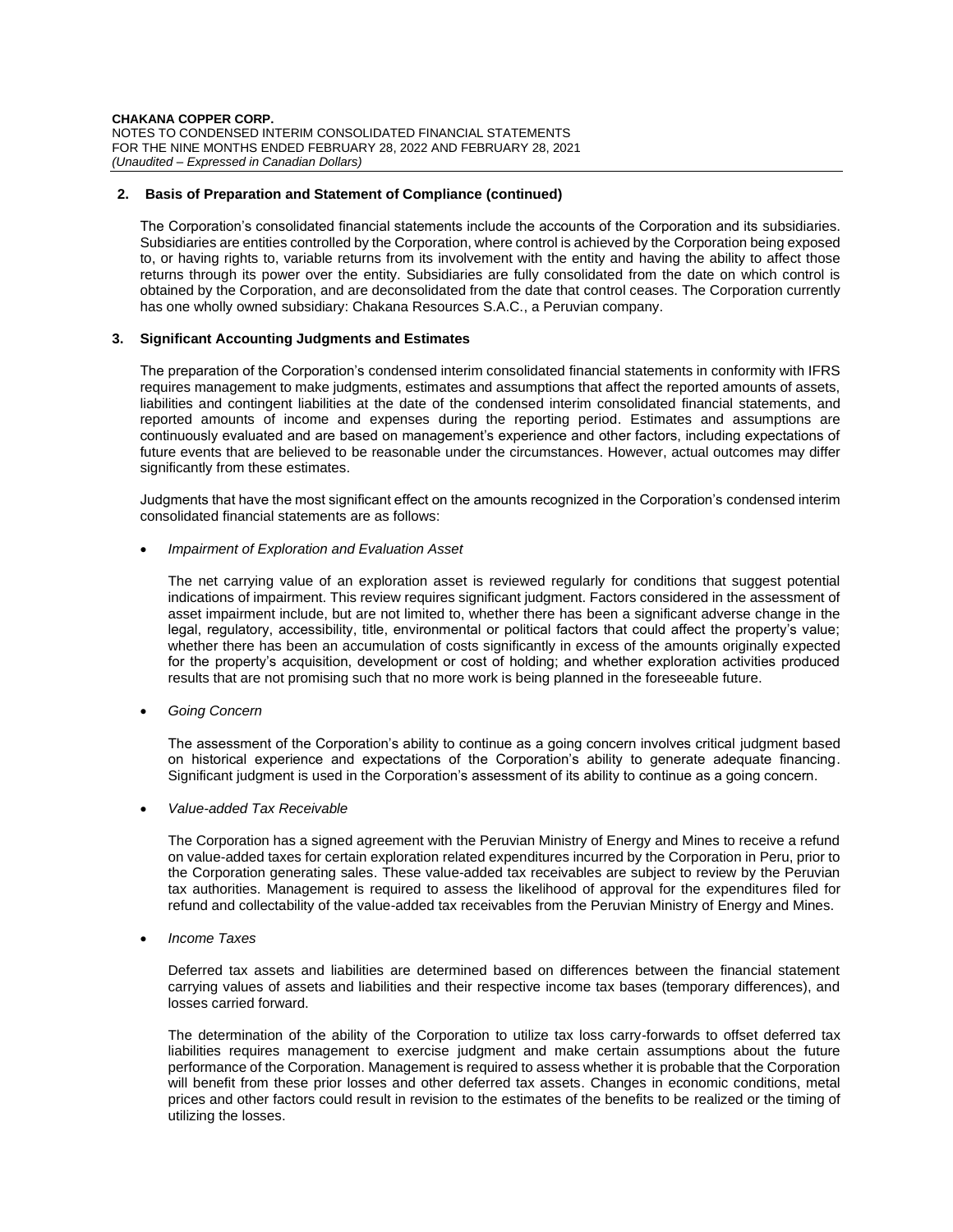## 2. Basis of Preparation and Statement of Compliance (continued)

The Corporation's consolidated financial statements include the accounts of the Corporation and its subsidiaries. Subsidiaries are entities controlled by the Corporation, where control is achieved by the Corporation being exposed to, or having rights to, variable returns from its involvement with the entity and having the ability to affect those returns through its power over the entity. Subsidiaries are fully consolidated from the date on which control is obtained by the Corporation, and are deconsolidated from the date that control ceases. The Corporation currently has one wholly owned subsidiary: Chakana Resources S.A.C., a Peruvian company.

## 3. Significant Accounting Judgments and Estimates

The preparation of the Corporation's condensed interim consolidated financial statements in conformity with IFRS requires management to make judgments, estimates and assumptions that affect the reported amounts of assets, liabilities and contingent liabilities at the date of the condensed interim consolidated financial statements, and reported amounts of income and expenses during the reporting period. Estimates and assumptions are continuously evaluated and are based on management's experience and other factors, including expectations of future events that are believed to be reasonable under the circumstances. However, actual outcomes may differ significantly from these estimates.

Judgments that have the most significant effect on the amounts recognized in the Corporation's condensed interim consolidated financial statements are as follows:

- *Impairment of Exploration and Evaluation Asset*

  The net carrying value of an exploration asset is reviewed regularly for conditions that suggest potential indications of impairment. This review requires significant judgment. Factors considered in the assessment of asset impairment include, but are not limited to, whether there has been a significant adverse change in the legal, regulatory, accessibility, title, environmental or political factors that could affect the property's value; whether there has been an accumulation of costs significantly in excess of the amounts originally expected for the property's acquisition, development or cost of holding; and whether exploration activities produced results that are not promising such that no more work is being planned in the foreseeable future.

- *Going Concern*

  The assessment of the Corporation's ability to continue as a going concern involves critical judgment based on historical experience and expectations of the Corporation's ability to generate adequate financing. Significant judgment is used in the Corporation's assessment of its ability to continue as a going concern.

- *Value-added Tax Receivable*

  The Corporation has a signed agreement with the Peruvian Ministry of Energy and Mines to receive a refund on value-added taxes for certain exploration related expenditures incurred by the Corporation in Peru, prior to the Corporation generating sales. These value-added tax receivables are subject to review by the Peruvian tax authorities. Management is required to assess the likelihood of approval for the expenditures filed for refund and collectability of the value-added tax receivables from the Peruvian Ministry of Energy and Mines.

- *Income Taxes*

  Deferred tax assets and liabilities are determined based on differences between the financial statement carrying values of assets and liabilities and their respective income tax bases (temporary differences), and losses carried forward.

  The determination of the ability of the Corporation to utilize tax loss carry-forwards to offset deferred tax liabilities requires management to exercise judgment and make certain assumptions about the future performance of the Corporation. Management is required to assess whether it is probable that the Corporation will benefit from these prior losses and other deferred tax assets. Changes in economic conditions, metal prices and other factors could result in revision to the estimates of the benefits to be realized or the timing of utilizing the losses.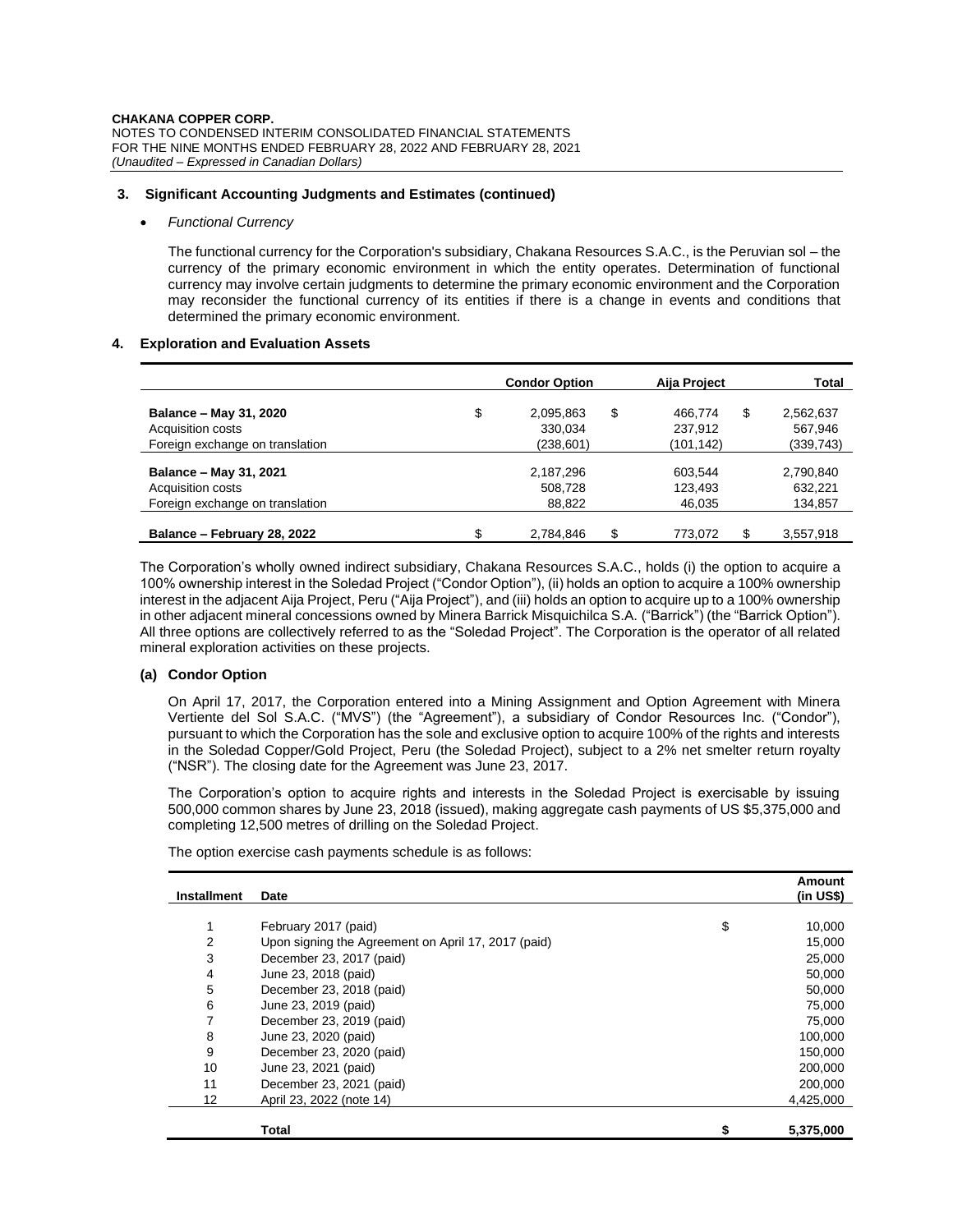### 3. Significant Accounting Judgments and Estimates (continued)

- *Functional Currency*

  The functional currency for the Corporation's subsidiary, Chakana Resources S.A.C., is the Peruvian sol – the currency of the primary economic environment in which the entity operates. Determination of functional currency may involve certain judgments to determine the primary economic environment and the Corporation may reconsider the functional currency of its entities if there is a change in events and conditions that determined the primary economic environment.

### 4. Exploration and Evaluation Assets

| | Condor Option | Aija Project | Total |
|---|---|---|---|
| **Balance – May 31, 2020** | $ 2,095,863 | $ 466,774 | $ 2,562,637 |
| Acquisition costs | 330,034 | 237,912 | 567,946 |
| Foreign exchange on translation | (238,601) | (101,142) | (339,743) |
| **Balance – May 31, 2021** | 2,187,296 | 603,544 | 2,790,840 |
| Acquisition costs | 508,728 | 123,493 | 632,221 |
| Foreign exchange on translation | 88,822 | 46,035 | 134,857 |
| **Balance – February 28, 2022** | $ 2,784,846 | $ 773,072 | $ 3,557,918 |

The Corporation's wholly owned indirect subsidiary, Chakana Resources S.A.C., holds (i) the option to acquire a 100% ownership interest in the Soledad Project ("Condor Option"), (ii) holds an option to acquire a 100% ownership interest in the adjacent Aija Project, Peru ("Aija Project"), and (iii) holds an option to acquire up to a 100% ownership in other adjacent mineral concessions owned by Minera Barrick Misquichilca S.A. ("Barrick") (the "Barrick Option"). All three options are collectively referred to as the "Soledad Project". The Corporation is the operator of all related mineral exploration activities on these projects.

#### (a) Condor Option

On April 17, 2017, the Corporation entered into a Mining Assignment and Option Agreement with Minera Vertiente del Sol S.A.C. ("MVS") (the "Agreement"), a subsidiary of Condor Resources Inc. ("Condor"), pursuant to which the Corporation has the sole and exclusive option to acquire 100% of the rights and interests in the Soledad Copper/Gold Project, Peru (the Soledad Project), subject to a 2% net smelter return royalty ("NSR"). The closing date for the Agreement was June 23, 2017.

The Corporation's option to acquire rights and interests in the Soledad Project is exercisable by issuing 500,000 common shares by June 23, 2018 (issued), making aggregate cash payments of US $5,375,000 and completing 12,500 metres of drilling on the Soledad Project.

The option exercise cash payments schedule is as follows:

| Installment | Date | Amount (in US$) |
|---|---|---|
| 1 | February 2017 (paid) | $ 10,000 |
| 2 | Upon signing the Agreement on April 17, 2017 (paid) | 15,000 |
| 3 | December 23, 2017 (paid) | 25,000 |
| 4 | June 23, 2018 (paid) | 50,000 |
| 5 | December 23, 2018 (paid) | 50,000 |
| 6 | June 23, 2019 (paid) | 75,000 |
| 7 | December 23, 2019 (paid) | 75,000 |
| 8 | June 23, 2020 (paid) | 100,000 |
| 9 | December 23, 2020 (paid) | 150,000 |
| 10 | June 23, 2021 (paid) | 200,000 |
| 11 | December 23, 2021 (paid) | 200,000 |
| 12 | April 23, 2022 (note 14) | 4,425,000 |
| | **Total** | **$ 5,375,000** |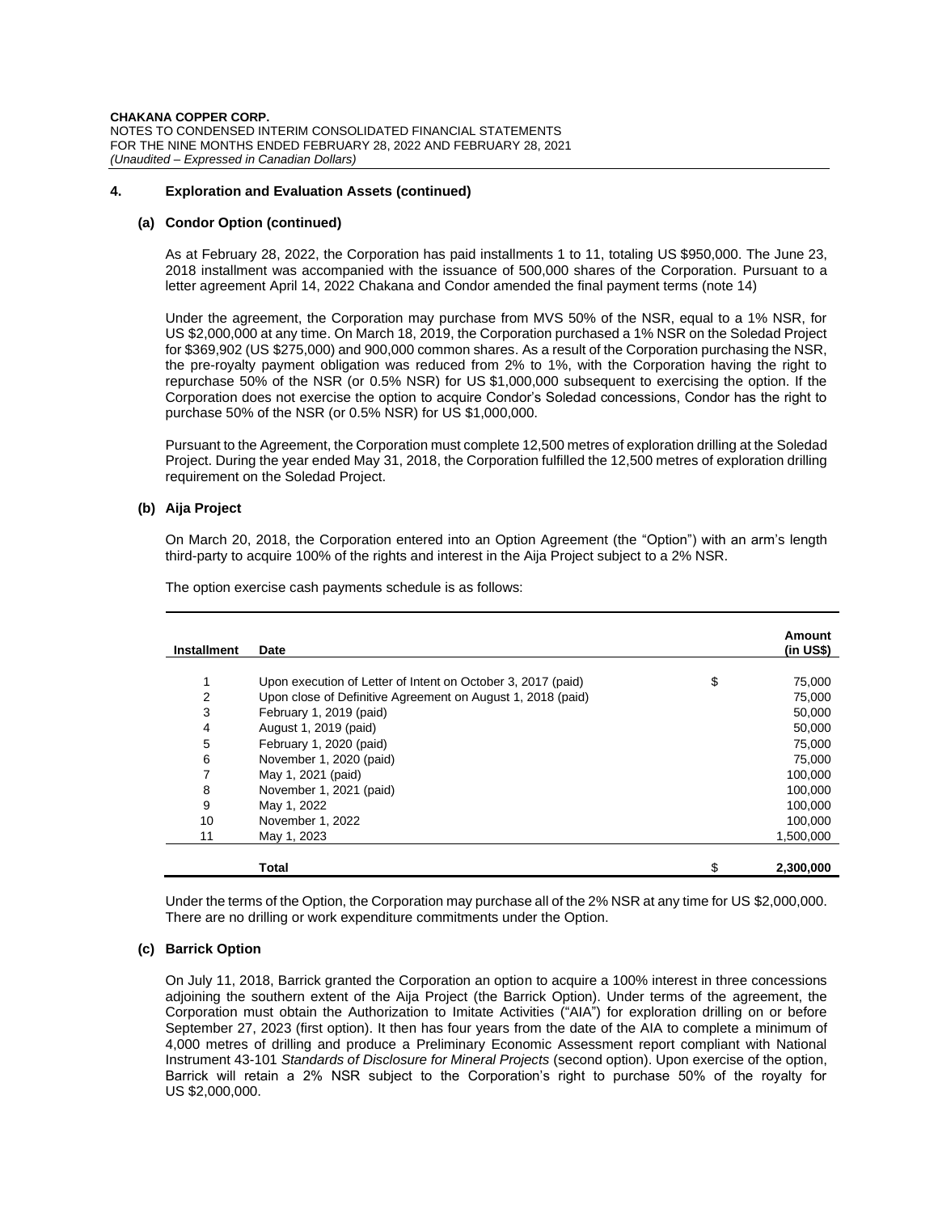#### 4. Exploration and Evaluation Assets (continued)

##### (a) Condor Option (continued)

As at February 28, 2022, the Corporation has paid installments 1 to 11, totaling US $950,000. The June 23, 2018 installment was accompanied with the issuance of 500,000 shares of the Corporation. Pursuant to a letter agreement April 14, 2022 Chakana and Condor amended the final payment terms (note 14)

Under the agreement, the Corporation may purchase from MVS 50% of the NSR, equal to a 1% NSR, for US $2,000,000 at any time. On March 18, 2019, the Corporation purchased a 1% NSR on the Soledad Project for $369,902 (US $275,000) and 900,000 common shares. As a result of the Corporation purchasing the NSR, the pre-royalty payment obligation was reduced from 2% to 1%, with the Corporation having the right to repurchase 50% of the NSR (or 0.5% NSR) for US $1,000,000 subsequent to exercising the option. If the Corporation does not exercise the option to acquire Condor's Soledad concessions, Condor has the right to purchase 50% of the NSR (or 0.5% NSR) for US $1,000,000.

Pursuant to the Agreement, the Corporation must complete 12,500 metres of exploration drilling at the Soledad Project. During the year ended May 31, 2018, the Corporation fulfilled the 12,500 metres of exploration drilling requirement on the Soledad Project.

##### (b) Aija Project

On March 20, 2018, the Corporation entered into an Option Agreement (the "Option") with an arm's length third-party to acquire 100% of the rights and interest in the Aija Project subject to a 2% NSR.

The option exercise cash payments schedule is as follows:

| Installment | Date | | Amount (in US$) |
|---|---|---|---|
| 1 | Upon execution of Letter of Intent on October 3, 2017 (paid) | $ | 75,000 |
| 2 | Upon close of Definitive Agreement on August 1, 2018 (paid) | | 75,000 |
| 3 | February 1, 2019 (paid) | | 50,000 |
| 4 | August 1, 2019 (paid) | | 50,000 |
| 5 | February 1, 2020 (paid) | | 75,000 |
| 6 | November 1, 2020 (paid) | | 75,000 |
| 7 | May 1, 2021 (paid) | | 100,000 |
| 8 | November 1, 2021 (paid) | | 100,000 |
| 9 | May 1, 2022 | | 100,000 |
| 10 | November 1, 2022 | | 100,000 |
| 11 | May 1, 2023 | | 1,500,000 |
| | **Total** | $ | **2,300,000** |

Under the terms of the Option, the Corporation may purchase all of the 2% NSR at any time for US $2,000,000. There are no drilling or work expenditure commitments under the Option.

##### (c) Barrick Option

On July 11, 2018, Barrick granted the Corporation an option to acquire a 100% interest in three concessions adjoining the southern extent of the Aija Project (the Barrick Option). Under terms of the agreement, the Corporation must obtain the Authorization to Imitate Activities ("AIA") for exploration drilling on or before September 27, 2023 (first option). It then has four years from the date of the AIA to complete a minimum of 4,000 metres of drilling and produce a Preliminary Economic Assessment report compliant with National Instrument 43-101 *Standards of Disclosure for Mineral Projects* (second option). Upon exercise of the option, Barrick will retain a 2% NSR subject to the Corporation's right to purchase 50% of the royalty for US $2,000,000.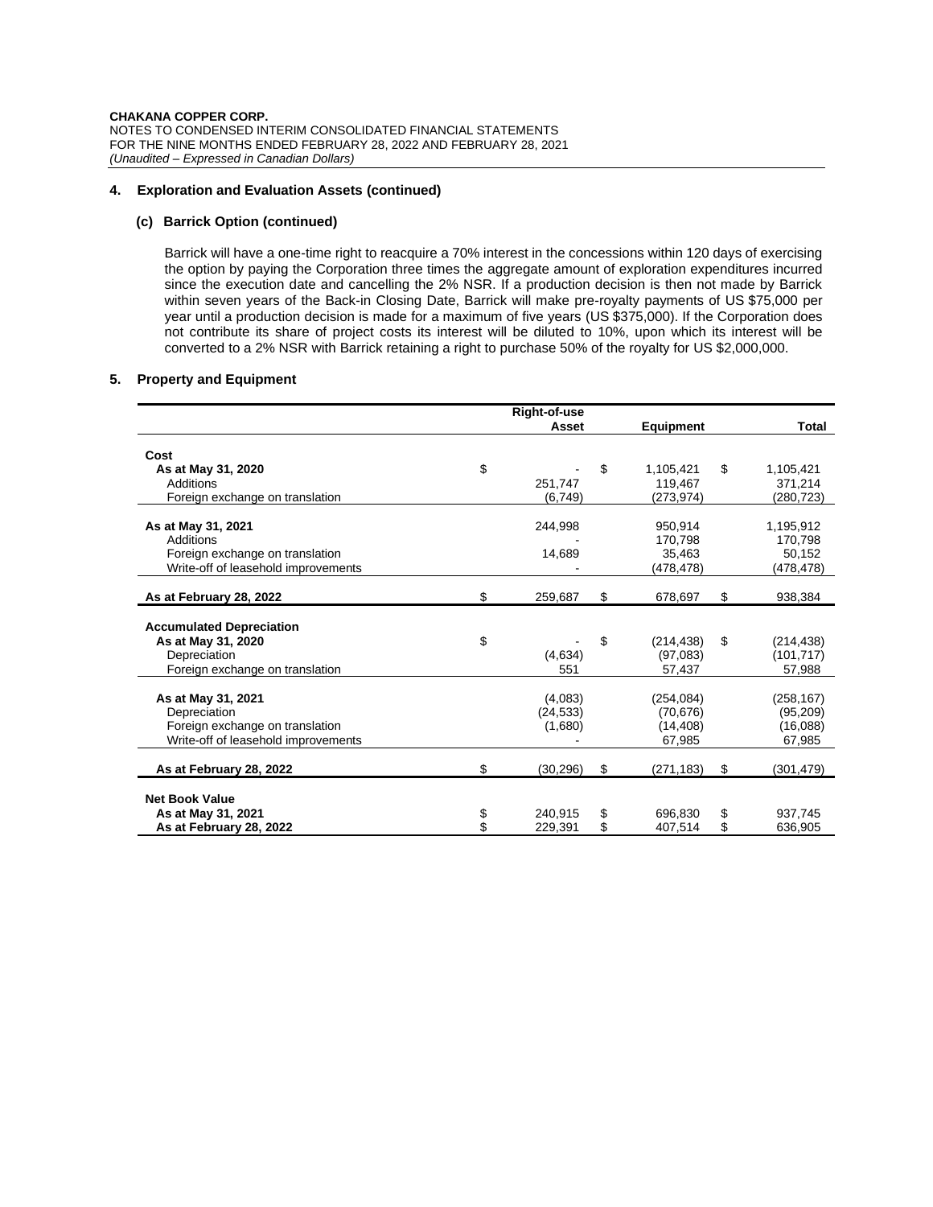## 4. Exploration and Evaluation Assets (continued)

### (c) Barrick Option (continued)

Barrick will have a one-time right to reacquire a 70% interest in the concessions within 120 days of exercising the option by paying the Corporation three times the aggregate amount of exploration expenditures incurred since the execution date and cancelling the 2% NSR. If a production decision is then not made by Barrick within seven years of the Back-in Closing Date, Barrick will make pre-royalty payments of US $75,000 per year until a production decision is made for a maximum of five years (US $375,000). If the Corporation does not contribute its share of project costs its interest will be diluted to 10%, upon which its interest will be converted to a 2% NSR with Barrick retaining a right to purchase 50% of the royalty for US $2,000,000.

## 5. Property and Equipment

| | Right-of-use Asset | Equipment | Total |
|---|---|---|---|
| **Cost** | | | |
| **As at May 31, 2020** | $ - | $ 1,105,421 | $ 1,105,421 |
| Additions | 251,747 | 119,467 | 371,214 |
| Foreign exchange on translation | (6,749) | (273,974) | (280,723) |
| **As at May 31, 2021** | 244,998 | 950,914 | 1,195,912 |
| Additions | - | 170,798 | 170,798 |
| Foreign exchange on translation | 14,689 | 35,463 | 50,152 |
| Write-off of leasehold improvements | - | (478,478) | (478,478) |
| **As at February 28, 2022** | $ 259,687 | $ 678,697 | $ 938,384 |
| **Accumulated Depreciation** | | | |
| **As at May 31, 2020** | $ - | $ (214,438) | $ (214,438) |
| Depreciation | (4,634) | (97,083) | (101,717) |
| Foreign exchange on translation | 551 | 57,437 | 57,988 |
| **As at May 31, 2021** | (4,083) | (254,084) | (258,167) |
| Depreciation | (24,533) | (70,676) | (95,209) |
| Foreign exchange on translation | (1,680) | (14,408) | (16,088) |
| Write-off of leasehold improvements | - | 67,985 | 67,985 |
| **As at February 28, 2022** | $ (30,296) | $ (271,183) | $ (301,479) |
| **Net Book Value** | | | |
| **As at May 31, 2021** | $ 240,915 | $ 696,830 | $ 937,745 |
| **As at February 28, 2022** | $ 229,391 | $ 407,514 | $ 636,905 |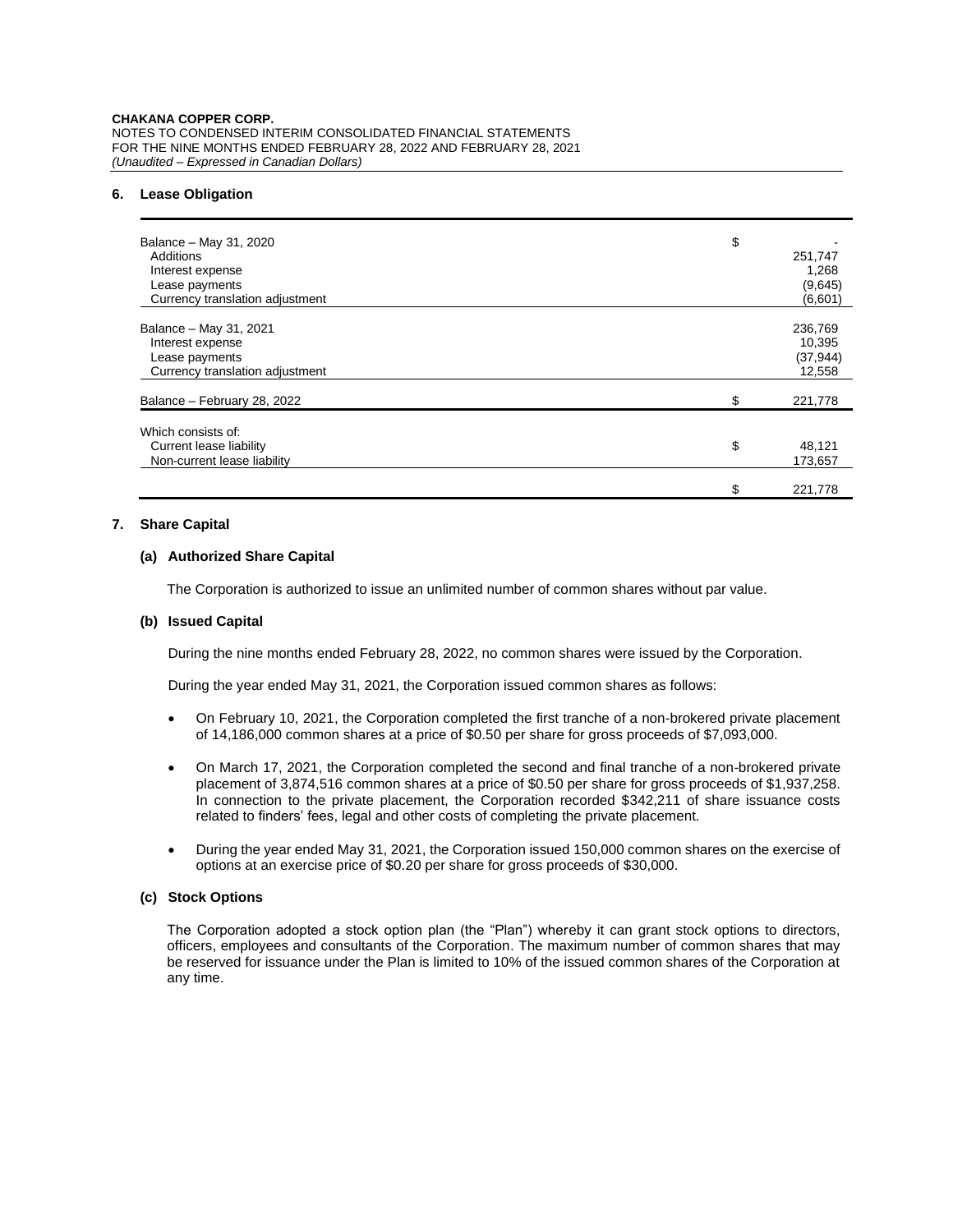## 6. Lease Obligation

| | | |
|---|---|---|
| Balance – May 31, 2020 | $ | - |
| Additions | | 251,747 |
| Interest expense | | 1,268 |
| Lease payments | | (9,645) |
| Currency translation adjustment | | (6,601) |
| Balance – May 31, 2021 | | 236,769 |
| Interest expense | | 10,395 |
| Lease payments | | (37,944) |
| Currency translation adjustment | | 12,558 |
| Balance – February 28, 2022 | $ | 221,778 |
| Which consists of: | | |
| Current lease liability | $ | 48,121 |
| Non-current lease liability | | 173,657 |
| | $ | 221,778 |

## 7. Share Capital

### (a) Authorized Share Capital

The Corporation is authorized to issue an unlimited number of common shares without par value.

### (b) Issued Capital

During the nine months ended February 28, 2022, no common shares were issued by the Corporation.

During the year ended May 31, 2021, the Corporation issued common shares as follows:

- On February 10, 2021, the Corporation completed the first tranche of a non-brokered private placement of 14,186,000 common shares at a price of $0.50 per share for gross proceeds of $7,093,000.
- On March 17, 2021, the Corporation completed the second and final tranche of a non-brokered private placement of 3,874,516 common shares at a price of $0.50 per share for gross proceeds of $1,937,258. In connection to the private placement, the Corporation recorded $342,211 of share issuance costs related to finders' fees, legal and other costs of completing the private placement.
- During the year ended May 31, 2021, the Corporation issued 150,000 common shares on the exercise of options at an exercise price of $0.20 per share for gross proceeds of $30,000.

### (c) Stock Options

The Corporation adopted a stock option plan (the "Plan") whereby it can grant stock options to directors, officers, employees and consultants of the Corporation. The maximum number of common shares that may be reserved for issuance under the Plan is limited to 10% of the issued common shares of the Corporation at any time.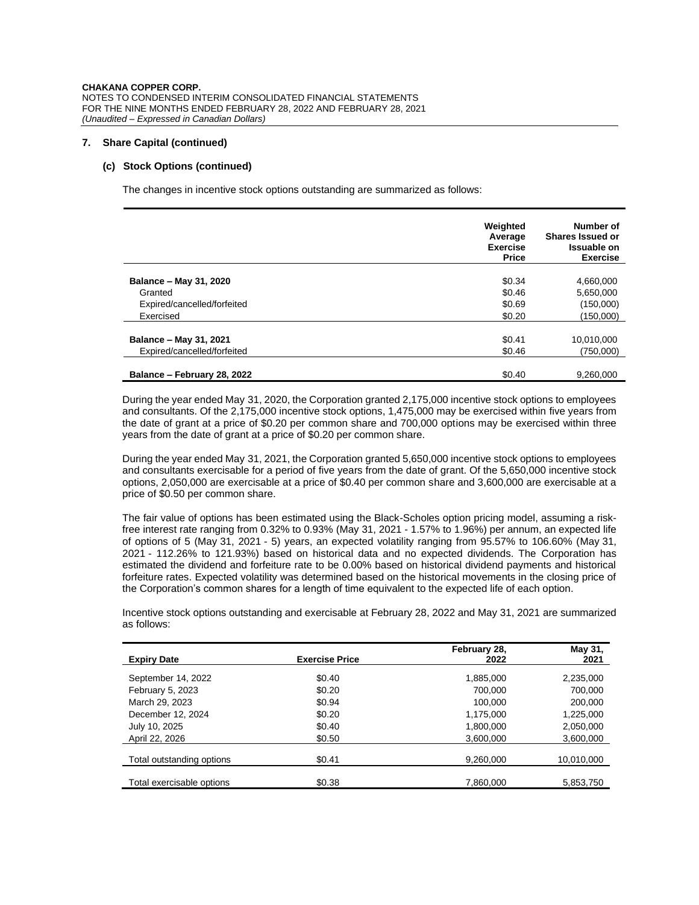## 7. Share Capital (continued)

### (c) Stock Options (continued)

The changes in incentive stock options outstanding are summarized as follows:

| | Weighted Average Exercise Price | Number of Shares Issued or Issuable on Exercise |
|---|---|---|
| **Balance – May 31, 2020** | $0.34 | 4,660,000 |
| Granted | $0.46 | 5,650,000 |
| Expired/cancelled/forfeited | $0.69 | (150,000) |
| Exercised | $0.20 | (150,000) |
| **Balance – May 31, 2021** | $0.41 | 10,010,000 |
| Expired/cancelled/forfeited | $0.46 | (750,000) |
| **Balance – February 28, 2022** | $0.40 | 9,260,000 |

During the year ended May 31, 2020, the Corporation granted 2,175,000 incentive stock options to employees and consultants. Of the 2,175,000 incentive stock options, 1,475,000 may be exercised within five years from the date of grant at a price of $0.20 per common share and 700,000 options may be exercised within three years from the date of grant at a price of $0.20 per common share.

During the year ended May 31, 2021, the Corporation granted 5,650,000 incentive stock options to employees and consultants exercisable for a period of five years from the date of grant. Of the 5,650,000 incentive stock options, 2,050,000 are exercisable at a price of $0.40 per common share and 3,600,000 are exercisable at a price of $0.50 per common share.

The fair value of options has been estimated using the Black-Scholes option pricing model, assuming a risk-free interest rate ranging from 0.32% to 0.93% (May 31, 2021 - 1.57% to 1.96%) per annum, an expected life of options of 5 (May 31, 2021 - 5) years, an expected volatility ranging from 95.57% to 106.60% (May 31, 2021 - 112.26% to 121.93%) based on historical data and no expected dividends. The Corporation has estimated the dividend and forfeiture rate to be 0.00% based on historical dividend payments and historical forfeiture rates. Expected volatility was determined based on the historical movements in the closing price of the Corporation's common shares for a length of time equivalent to the expected life of each option.

Incentive stock options outstanding and exercisable at February 28, 2022 and May 31, 2021 are summarized as follows:

| Expiry Date | Exercise Price | February 28, 2022 | May 31, 2021 |
|---|---|---|---|
| September 14, 2022 | $0.40 | 1,885,000 | 2,235,000 |
| February 5, 2023 | $0.20 | 700,000 | 700,000 |
| March 29, 2023 | $0.94 | 100,000 | 200,000 |
| December 12, 2024 | $0.20 | 1,175,000 | 1,225,000 |
| July 10, 2025 | $0.40 | 1,800,000 | 2,050,000 |
| April 22, 2026 | $0.50 | 3,600,000 | 3,600,000 |
| Total outstanding options | $0.41 | 9,260,000 | 10,010,000 |
| Total exercisable options | $0.38 | 7,860,000 | 5,853,750 |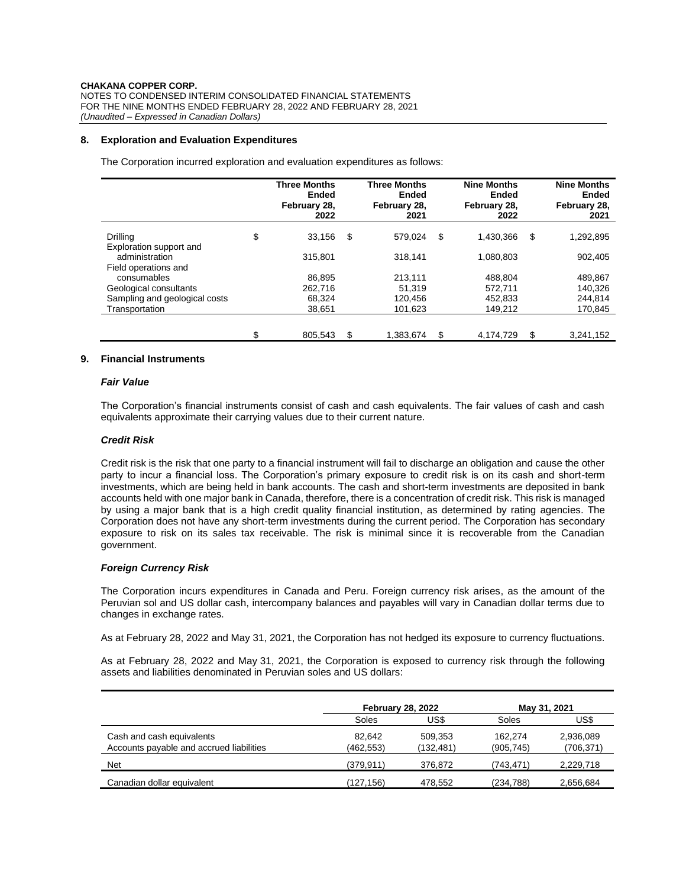## 8. Exploration and Evaluation Expenditures

The Corporation incurred exploration and evaluation expenditures as follows:

| | Three Months Ended February 28, 2022 | Three Months Ended February 28, 2021 | Nine Months Ended February 28, 2022 | Nine Months Ended February 28, 2021 |
|---|---|---|---|---|
| Drilling | $ 33,156 | $ 579,024 | $ 1,430,366 | $ 1,292,895 |
| Exploration support and administration | 315,801 | 318,141 | 1,080,803 | 902,405 |
| Field operations and consumables | 86,895 | 213,111 | 488,804 | 489,867 |
| Geological consultants | 262,716 | 51,319 | 572,711 | 140,326 |
| Sampling and geological costs | 68,324 | 120,456 | 452,833 | 244,814 |
| Transportation | 38,651 | 101,623 | 149,212 | 170,845 |
| | $ 805,543 | $ 1,383,674 | $ 4,174,729 | $ 3,241,152 |

## 9. Financial Instruments

### *Fair Value*

The Corporation's financial instruments consist of cash and cash equivalents. The fair values of cash and cash equivalents approximate their carrying values due to their current nature.

### *Credit Risk*

Credit risk is the risk that one party to a financial instrument will fail to discharge an obligation and cause the other party to incur a financial loss. The Corporation's primary exposure to credit risk is on its cash and short-term investments, which are being held in bank accounts. The cash and short-term investments are deposited in bank accounts held with one major bank in Canada, therefore, there is a concentration of credit risk. This risk is managed by using a major bank that is a high credit quality financial institution, as determined by rating agencies. The Corporation does not have any short-term investments during the current period. The Corporation has secondary exposure to risk on its sales tax receivable. The risk is minimal since it is recoverable from the Canadian government.

### *Foreign Currency Risk*

The Corporation incurs expenditures in Canada and Peru. Foreign currency risk arises, as the amount of the Peruvian sol and US dollar cash, intercompany balances and payables will vary in Canadian dollar terms due to changes in exchange rates.

As at February 28, 2022 and May 31, 2021, the Corporation has not hedged its exposure to currency fluctuations.

As at February 28, 2022 and May 31, 2021, the Corporation is exposed to currency risk through the following assets and liabilities denominated in Peruvian soles and US dollars:

| | February 28, 2022 | | May 31, 2021 | |
|---|---|---|---|---|
| | Soles | US$ | Soles | US$ |
| Cash and cash equivalents | 82,642 | 509,353 | 162,274 | 2,936,089 |
| Accounts payable and accrued liabilities | (462,553) | (132,481) | (905,745) | (706,371) |
| Net | (379,911) | 376,872 | (743,471) | 2,229,718 |
| Canadian dollar equivalent | (127,156) | 478,552 | (234,788) | 2,656,684 |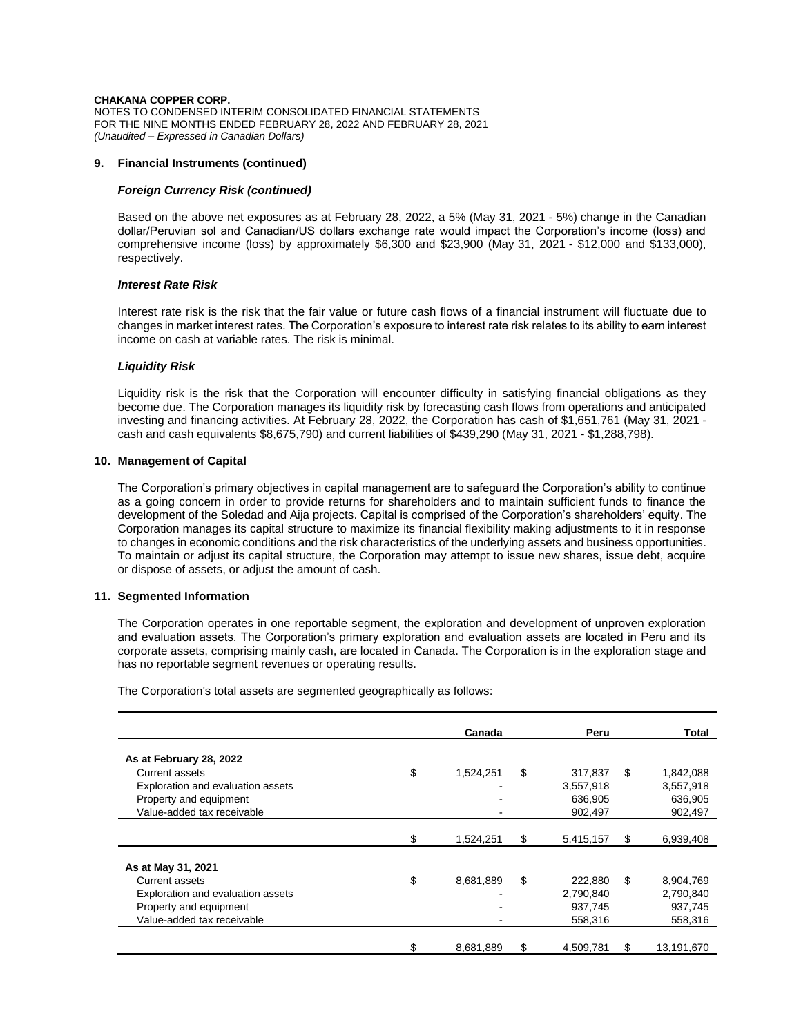## 9. Financial Instruments (continued)

### *Foreign Currency Risk (continued)*

Based on the above net exposures as at February 28, 2022, a 5% (May 31, 2021 - 5%) change in the Canadian dollar/Peruvian sol and Canadian/US dollars exchange rate would impact the Corporation's income (loss) and comprehensive income (loss) by approximately $6,300 and $23,900 (May 31, 2021 - $12,000 and $133,000), respectively.

### *Interest Rate Risk*

Interest rate risk is the risk that the fair value or future cash flows of a financial instrument will fluctuate due to changes in market interest rates. The Corporation's exposure to interest rate risk relates to its ability to earn interest income on cash at variable rates. The risk is minimal.

### *Liquidity Risk*

Liquidity risk is the risk that the Corporation will encounter difficulty in satisfying financial obligations as they become due. The Corporation manages its liquidity risk by forecasting cash flows from operations and anticipated investing and financing activities. At February 28, 2022, the Corporation has cash of $1,651,761 (May 31, 2021 - cash and cash equivalents $8,675,790) and current liabilities of $439,290 (May 31, 2021 - $1,288,798).

## 10. Management of Capital

The Corporation's primary objectives in capital management are to safeguard the Corporation's ability to continue as a going concern in order to provide returns for shareholders and to maintain sufficient funds to finance the development of the Soledad and Aija projects. Capital is comprised of the Corporation's shareholders' equity. The Corporation manages its capital structure to maximize its financial flexibility making adjustments to it in response to changes in economic conditions and the risk characteristics of the underlying assets and business opportunities. To maintain or adjust its capital structure, the Corporation may attempt to issue new shares, issue debt, acquire or dispose of assets, or adjust the amount of cash.

## 11. Segmented Information

The Corporation operates in one reportable segment, the exploration and development of unproven exploration and evaluation assets. The Corporation's primary exploration and evaluation assets are located in Peru and its corporate assets, comprising mainly cash, are located in Canada. The Corporation is in the exploration stage and has no reportable segment revenues or operating results.

The Corporation's total assets are segmented geographically as follows:

| | Canada | Peru | Total |
|---|---|---|---|
| **As at February 28, 2022** | | | |
| Current assets | $ 1,524,251 | $ 317,837 | $ 1,842,088 |
| Exploration and evaluation assets | - | 3,557,918 | 3,557,918 |
| Property and equipment | - | 636,905 | 636,905 |
| Value-added tax receivable | - | 902,497 | 902,497 |
| | $ 1,524,251 | $ 5,415,157 | $ 6,939,408 |
| **As at May 31, 2021** | | | |
| Current assets | $ 8,681,889 | $ 222,880 | $ 8,904,769 |
| Exploration and evaluation assets | - | 2,790,840 | 2,790,840 |
| Property and equipment | - | 937,745 | 937,745 |
| Value-added tax receivable | - | 558,316 | 558,316 |
| | $ 8,681,889 | $ 4,509,781 | $ 13,191,670 |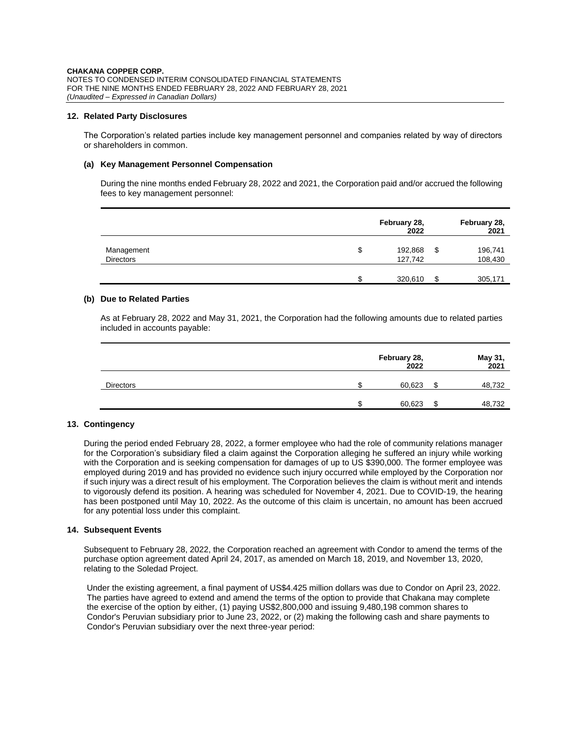## 12. Related Party Disclosures

The Corporation's related parties include key management personnel and companies related by way of directors or shareholders in common.

### (a) Key Management Personnel Compensation

During the nine months ended February 28, 2022 and 2021, the Corporation paid and/or accrued the following fees to key management personnel:

| | February 28, 2022 | February 28, 2021 |
|---|---|---|
| Management | $ 192,868 | $ 196,741 |
| Directors | 127,742 | 108,430 |
| | $ 320,610 | $ 305,171 |

### (b) Due to Related Parties

As at February 28, 2022 and May 31, 2021, the Corporation had the following amounts due to related parties included in accounts payable:

| | February 28, 2022 | May 31, 2021 |
|---|---|---|
| Directors | $ 60,623 | $ 48,732 |
| | $ 60,623 | $ 48,732 |

## 13. Contingency

During the period ended February 28, 2022, a former employee who had the role of community relations manager for the Corporation's subsidiary filed a claim against the Corporation alleging he suffered an injury while working with the Corporation and is seeking compensation for damages of up to US $390,000. The former employee was employed during 2019 and has provided no evidence such injury occurred while employed by the Corporation nor if such injury was a direct result of his employment. The Corporation believes the claim is without merit and intends to vigorously defend its position. A hearing was scheduled for November 4, 2021. Due to COVID-19, the hearing has been postponed until May 10, 2022. As the outcome of this claim is uncertain, no amount has been accrued for any potential loss under this complaint.

## 14. Subsequent Events

Subsequent to February 28, 2022, the Corporation reached an agreement with Condor to amend the terms of the purchase option agreement dated April 24, 2017, as amended on March 18, 2019, and November 13, 2020, relating to the Soledad Project.

Under the existing agreement, a final payment of US$4.425 million dollars was due to Condor on April 23, 2022. The parties have agreed to extend and amend the terms of the option to provide that Chakana may complete the exercise of the option by either, (1) paying US$2,800,000 and issuing 9,480,198 common shares to Condor's Peruvian subsidiary prior to June 23, 2022, or (2) making the following cash and share payments to Condor's Peruvian subsidiary over the next three-year period: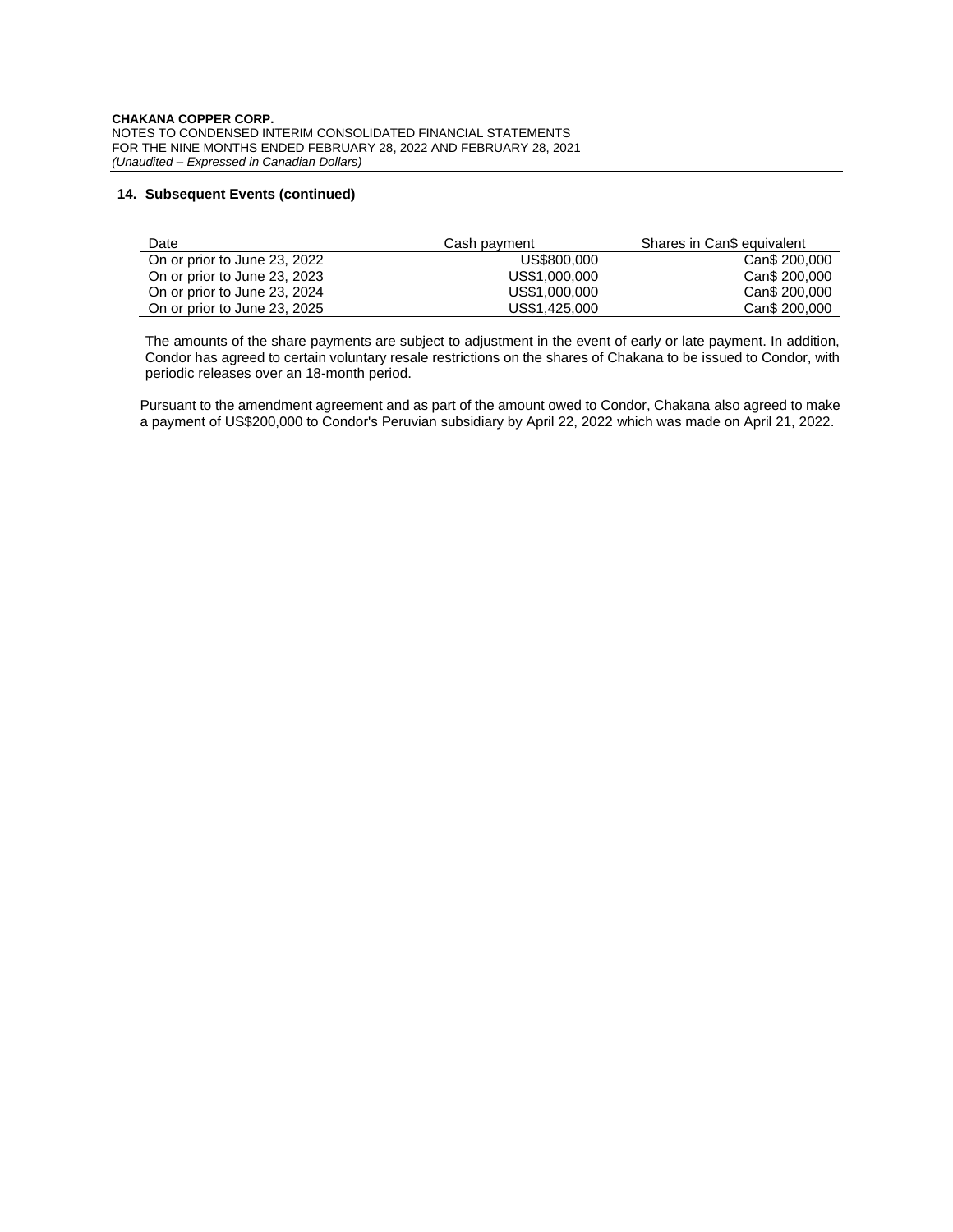## 14. Subsequent Events (continued)

| Date | Cash payment | Shares in Can$ equivalent |
|---|---|---|
| On or prior to June 23, 2022 | US$800,000 | Can$ 200,000 |
| On or prior to June 23, 2023 | US$1,000,000 | Can$ 200,000 |
| On or prior to June 23, 2024 | US$1,000,000 | Can$ 200,000 |
| On or prior to June 23, 2025 | US$1,425,000 | Can$ 200,000 |

The amounts of the share payments are subject to adjustment in the event of early or late payment. In addition, Condor has agreed to certain voluntary resale restrictions on the shares of Chakana to be issued to Condor, with periodic releases over an 18-month period.

Pursuant to the amendment agreement and as part of the amount owed to Condor, Chakana also agreed to make a payment of US$200,000 to Condor's Peruvian subsidiary by April 22, 2022 which was made on April 21, 2022.